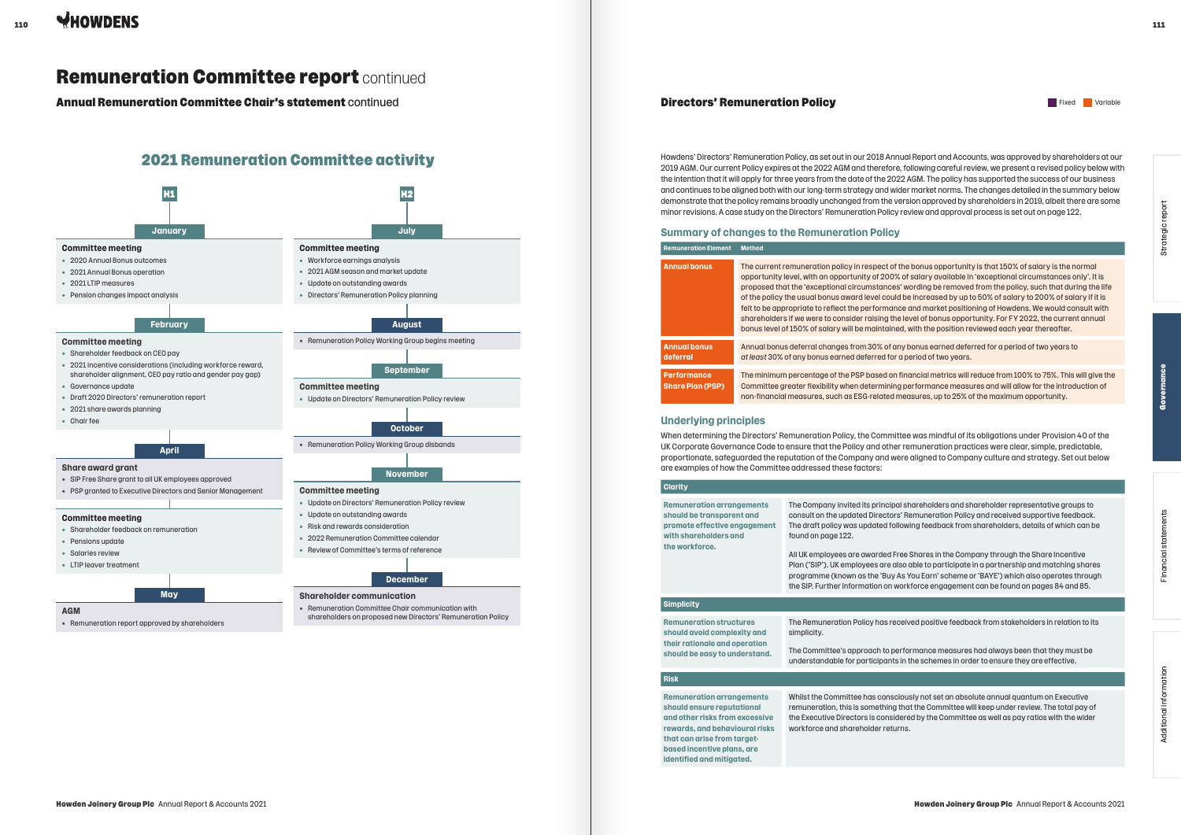# Remuneration Committee report continued

## Annual Remuneration Committee Chair's statement continued

### 2021 Remuneration Committee activity

**H1**

**January**

**Committee meeting**
- 2020 Annual Bonus outcomes
- 2021 Annual Bonus operation
- 2021 LTIP measures
- Pension changes impact analysis

**February**

**Committee meeting**
- Shareholder feedback on CEO pay
- 2021 incentive considerations (including workforce reward, shareholder alignment, CEO pay ratio and gender pay gap)
- Governance update
- Draft 2020 Directors' remuneration report
- 2021 share awards planning
- Chair fee

**April**

**Share award grant**
- SIP Free Share grant to all UK employees approved
- PSP granted to Executive Directors and Senior Management

**Committee meeting**
- Shareholder feedback on remuneration
- Pensions update
- Salaries review
- LTIP leaver treatment

**May**

**AGM**
- Remuneration report approved by shareholders

**H2**

**July**

**Committee meeting**
- Workforce earnings analysis
- 2021 AGM season and market update
- Update on outstanding awards
- Directors' Remuneration Policy planning

**August**
- Remuneration Policy Working Group begins meeting

**September**

**Committee meeting**
- Update on Directors' Remuneration Policy review

**October**
- Remuneration Policy Working Group disbands

**November**

**Committee meeting**
- Update on Directors' Remuneration Policy review
- Update on outstanding awards
- Risk and rewards consideration
- 2022 Remuneration Committee calendar
- Review of Committee's terms of reference

**December**

**Shareholder communication**
- Remuneration Committee Chair communication with shareholders on proposed new Directors' Remuneration Policy

## Directors' Remuneration Policy

Fixed | Variable

Howdens' Directors' Remuneration Policy, as set out in our 2018 Annual Report and Accounts, was approved by shareholders at our 2019 AGM. Our current Policy expires at the 2022 AGM and therefore, following careful review, we present a revised policy below with the intention that it will apply for three years from the date of the 2022 AGM. The policy has supported the success of our business and continues to be aligned both with our long-term strategy and wider market norms. The changes detailed in the summary below demonstrate that the policy remains broadly unchanged from the version approved by shareholders in 2019, albeit there are some minor revisions. A case study on the Directors' Remuneration Policy review and approval process is set out on page 122.

### Summary of changes to the Remuneration Policy

| Remuneration Element | Method |
|---|---|
| Annual bonus | The current remuneration policy in respect of the bonus opportunity is that 150% of salary is the normal opportunity level, with an opportunity of 200% of salary available in 'exceptional circumstances only'. It is proposed that the 'exceptional circumstances' wording be removed from the policy, such that during the life of the policy the usual bonus award level could be increased by up to 50% of salary to 200% of salary if it is felt to be appropriate to reflect the performance and market positioning of Howdens. We would consult with shareholders if we were to consider raising the level of bonus opportunity. For FY 2022, the current annual bonus level of 150% of salary will be maintained, with the position reviewed each year thereafter. |
| Annual bonus deferral | Annual bonus deferral changes from 30% of any bonus earned deferred for a period of two years to *at least* 30% of any bonus earned deferred for a period of two years. |
| Performance Share Plan (PSP) | The minimum percentage of the PSP based on financial metrics will reduce from 100% to 75%. This will give the Committee greater flexibility when determining performance measures and will allow for the introduction of non-financial measures, such as ESG-related measures, up to 25% of the maximum opportunity. |

### Underlying principles

When determining the Directors' Remuneration Policy, the Committee was mindful of its obligations under Provision 40 of the UK Corporate Governance Code to ensure that the Policy and other remuneration practices were clear, simple, predictable, proportionate, safeguarded the reputation of the Company and were aligned to Company culture and strategy. Set out below are examples of how the Committee addressed these factors:

| Clarity | |
|---|---|
| Remuneration arrangements should be transparent and promote effective engagement with shareholders and the workforce. | The Company invited its principal shareholders and shareholder representative groups to consult on the updated Directors' Remuneration Policy and received supportive feedback. The draft policy was updated following feedback from shareholders, details of which can be found on page 122.<br><br>All UK employees are awarded Free Shares in the Company through the Share Incentive Plan ("SIP"). UK employees are also able to participate in a partnership and matching shares programme (known as the 'Buy As You Earn' scheme or 'BAYE') which also operates through the SIP. Further information on workforce engagement can be found on pages 84 and 85. |
| **Simplicity** | |
| Remuneration structures should avoid complexity and their rationale and operation should be easy to understand. | The Remuneration Policy has received positive feedback from stakeholders in relation to its simplicity.<br><br>The Committee's approach to performance measures had always been that they must be understandable for participants in the schemes in order to ensure they are effective. |
| **Risk** | |
| Remuneration arrangements should ensure reputational and other risks from excessive rewards, and behavioural risks that can arise from target-based incentive plans, are identified and mitigated. | Whilst the Committee has consciously not set an absolute annual quantum on Executive remuneration, this is something that the Committee will keep under review. The total pay of the Executive Directors is considered by the Committee as well as pay ratios with the wider workforce and shareholder returns. |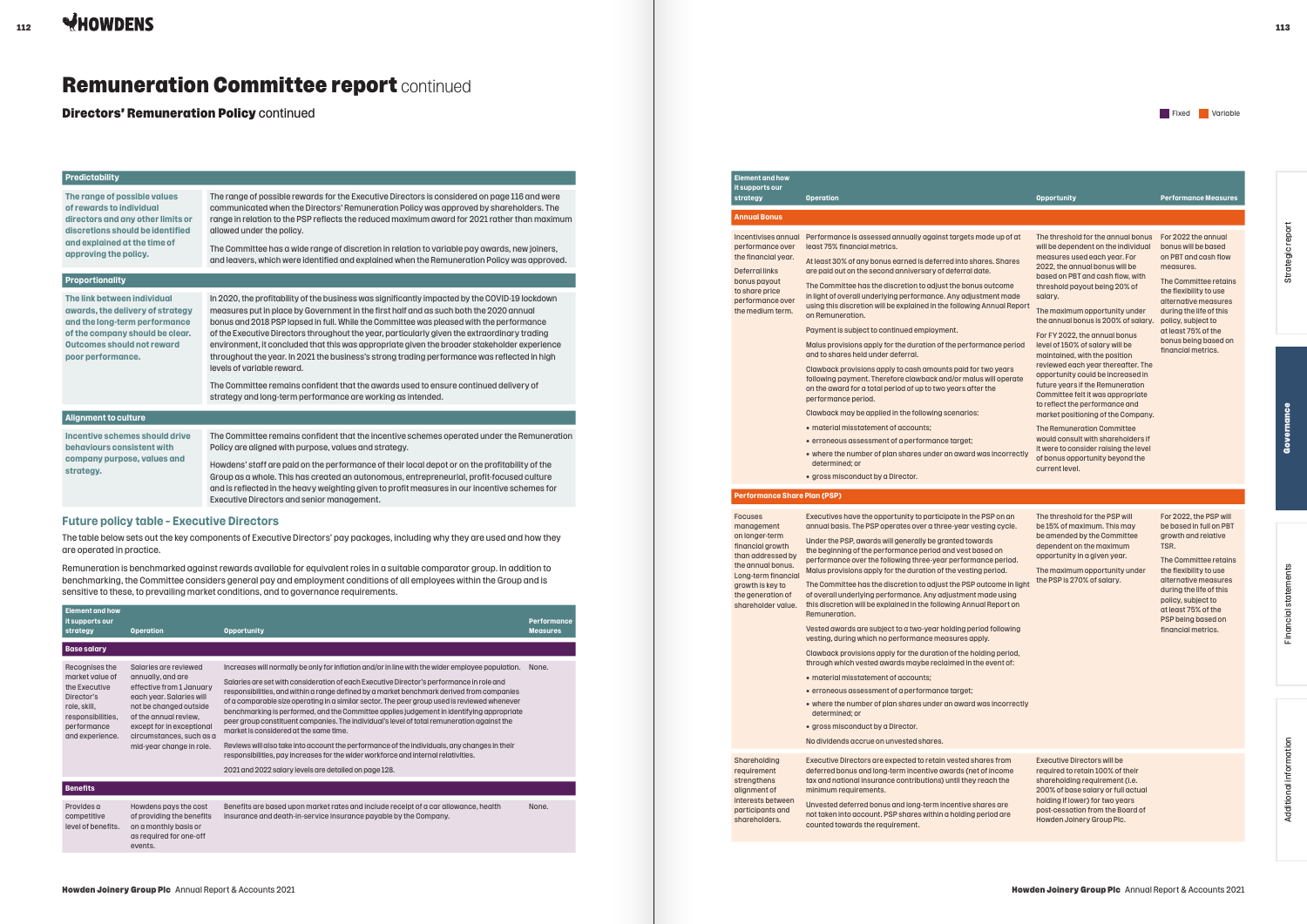# Remuneration Committee report continued

## Directors' Remuneration Policy continued

| Predictability | |
|---|---|
| **The range of possible values of rewards to individual directors and any other limits or discretions should be identified and explained at the time of approving the policy.** | The range of possible rewards for the Executive Directors is considered on page 116 and were communicated when the Directors' Remuneration Policy was approved by shareholders. The range in relation to the PSP reflects the reduced maximum award for 2021 rather than maximum allowed under the policy.<br><br>The Committee has a wide range of discretion in relation to variable pay awards, new joiners, and leavers, which were identified and explained when the Remuneration Policy was approved. |

| Proportionality | |
|---|---|
| **The link between individual awards, the delivery of strategy and the long-term performance of the company should be clear. Outcomes should not reward poor performance.** | In 2020, the profitability of the business was significantly impacted by the COVID-19 lockdown measures put in place by Government in the first half and as such both the 2020 annual bonus and 2018 PSP lapsed in full. While the Committee was pleased with the performance of the Executive Directors throughout the year, particularly given the extraordinary trading environment, it concluded that this was appropriate given the broader stakeholder experience throughout the year. In 2021 the business's strong trading performance was reflected in high levels of variable reward.<br><br>The Committee remains confident that the awards used to ensure continued delivery of strategy and long-term performance are working as intended. |

| Alignment to culture | |
|---|---|
| **Incentive schemes should drive behaviours consistent with company purpose, values and strategy.** | The Committee remains confident that the incentive schemes operated under the Remuneration Policy are aligned with purpose, values and strategy.<br><br>Howdens' staff are paid on the performance of their local depot or on the profitability of the Group as a whole. This has created an autonomous, entrepreneurial, profit-focused culture and is reflected in the heavy weighting given to profit measures in our incentive schemes for Executive Directors and senior management. |

### Future policy table – Executive Directors

The table below sets out the key components of Executive Directors' pay packages, including why they are used and how they are operated in practice.

Remuneration is benchmarked against rewards available for equivalent roles in a suitable comparator group. In addition to benchmarking, the Committee considers general pay and employment conditions of all employees within the Group and is sensitive to these, to prevailing market conditions, and to governance requirements.

Fixed / Variable

| Element and how it supports our strategy | Operation | Opportunity | Performance Measures |
|---|---|---|---|
| **Base salary** (Fixed) | | | |
| Recognises the market value of the Executive Director's role, skill, responsibilities, performance and experience. | Salaries are reviewed annually, and are effective from 1 January each year. Salaries will not be changed outside of the annual review, except for in exceptional circumstances, such as a mid-year change in role. | Increases will normally be only for inflation and/or in line with the wider employee population.<br><br>Salaries are set with consideration of each Executive Director's performance in role and responsibilities, and within a range defined by a market benchmark derived from companies of a comparable size operating in a similar sector. The peer group used is reviewed whenever benchmarking is performed, and the Committee applies judgement in identifying appropriate peer group constituent companies. The individual's level of total remuneration against the market is considered at the same time.<br><br>Reviews will also take into account the performance of the individuals, any changes in their responsibilities, pay increases for the wider workforce and internal relativities.<br><br>2021 and 2022 salary levels are detailed on page 128. | None. |
| **Benefits** (Fixed) | | | |
| Provides a competitive level of benefits. | Howdens pays the cost of providing the benefits on a monthly basis or as required for one-off events. | Benefits are based upon market rates and include receipt of a car allowance, health insurance and death-in-service insurance payable by the Company. | None. |
| **Annual Bonus** (Variable) | | | |
| Incentivises annual performance over the financial year.<br><br>Deferral links bonus payout to share price performance over the medium term. | Performance is assessed annually against targets made up of at least 75% financial metrics.<br><br>At least 30% of any bonus earned is deferred into shares. Shares are paid out on the second anniversary of deferral date.<br><br>The Committee has the discretion to adjust the bonus outcome in light of overall underlying performance. Any adjustment made using this discretion will be explained in the following Annual Report on Remuneration.<br><br>Payment is subject to continued employment.<br><br>Malus provisions apply for the duration of the performance period and to shares held under deferral.<br><br>Clawback provisions apply to cash amounts paid for two years following payment. Therefore clawback and/or malus will operate on the award for a total period of up to two years after the performance period.<br><br>Clawback may be applied in the following scenarios:<br>• material misstatement of accounts;<br>• erroneous assessment of a performance target;<br>• where the number of plan shares under an award was incorrectly determined; or<br>• gross misconduct by a Director. | The threshold for the annual bonus will be dependent on the individual measures used each year. For 2022, the annual bonus will be based on PBT and cash flow, with threshold payout being 20% of salary.<br><br>The maximum opportunity under the annual bonus is 200% of salary.<br><br>For FY 2022, the annual bonus level of 150% of salary will be maintained, with the position reviewed each year thereafter. The opportunity could be increased in future years if the Remuneration Committee felt it was appropriate to reflect the performance and market positioning of the Company.<br><br>The Remuneration Committee would consult with shareholders if it were to consider raising the level of bonus opportunity beyond the current level. | For 2022 the annual bonus will be based on PBT and cash flow measures.<br><br>The Committee retains the flexibility to use alternative measures during the life of this policy, subject to at least 75% of the bonus being based on financial metrics. |
| **Performance Share Plan (PSP)** (Variable) | | | |
| Focuses management on longer-term financial growth than addressed by the annual bonus. Long-term financial growth is key to the generation of shareholder value. | Executives have the opportunity to participate in the PSP on an annual basis. The PSP operates over a three-year vesting cycle.<br><br>Under the PSP, awards will generally be granted towards the beginning of the performance period and vest based on performance over the following three-year performance period. Malus provisions apply for the duration of the vesting period.<br><br>The Committee has the discretion to adjust the PSP outcome in light of overall underlying performance. Any adjustment made using this discretion will be explained in the following Annual Report on Remuneration.<br><br>Vested awards are subject to a two-year holding period following vesting, during which no performance measures apply.<br><br>Clawback provisions apply for the duration of the holding period, through which vested awards may be reclaimed in the event of:<br>• material misstatement of accounts;<br>• erroneous assessment of a performance target;<br>• where the number of plan shares under an award was incorrectly determined; or<br>• gross misconduct by a Director.<br><br>No dividends accrue on unvested shares. | The threshold for the PSP will be 15% of maximum. This may be amended by the Committee dependent on the maximum opportunity in a given year.<br><br>The maximum opportunity under the PSP is 270% of salary. | For 2022, the PSP will be based in full on PBT growth and relative TSR.<br><br>The Committee retains the flexibility to use alternative measures during the life of this policy, subject to at least 75% of the PSP being based on financial metrics. |
| Shareholding requirement strengthens alignment of interests between participants and shareholders. | Executive Directors are expected to retain vested shares from deferred bonus and long-term incentive awards (net of income tax and national insurance contributions) until they reach the minimum requirements.<br><br>Unvested deferred bonus and long-term incentive shares are not taken into account. PSP shares within a holding period are counted towards the requirement. | Executive Directors will be required to retain 100% of their shareholding requirement (i.e. 200% of base salary or full actual holding if lower) for two years post-cessation from the Board of Howden Joinery Group Plc. | |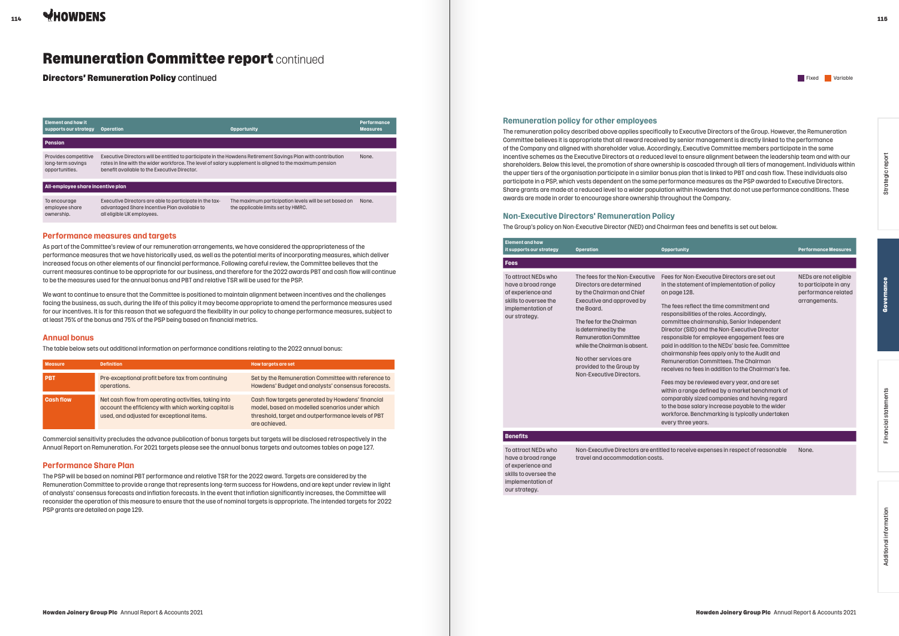# Remuneration Committee report continued

## Directors' Remuneration Policy continued

| Element and how it supports our strategy | Operation | Opportunity | Performance Measures |
|---|---|---|---|
| **Pension** | | | |
| Provides competitive long-term savings opportunities. | Executive Directors will be entitled to participate in the Howdens Retirement Savings Plan with contribution rates in line with the wider workforce. The level of salary supplement is aligned to the maximum pension benefit available to the Executive Director. | | None. |
| **All-employee share incentive plan** | | | |
| To encourage employee share ownership. | Executive Directors are able to participate in the tax-advantaged Share Incentive Plan available to all eligible UK employees. | The maximum participation levels will be set based on the applicable limits set by HMRC. | None. |

### Performance measures and targets

As part of the Committee's review of our remuneration arrangements, we have considered the appropriateness of the performance measures that we have historically used, as well as the potential merits of incorporating measures, which deliver increased focus on other elements of our financial performance. Following careful review, the Committee believes that the current measures continue to be appropriate for our business, and therefore for the 2022 awards PBT and cash flow will continue to be the measures used for the annual bonus and PBT and relative TSR will be used for the PSP.

We want to continue to ensure that the Committee is positioned to maintain alignment between incentives and the challenges facing the business, as such, during the life of this policy it may become appropriate to amend the performance measures used for our incentives. It is for this reason that we safeguard the flexibility in our policy to change performance measures, subject to at least 75% of the bonus and 75% of the PSP being based on financial metrics.

### Annual bonus

The table below sets out additional information on performance conditions relating to the 2022 annual bonus:

| Measure | Definition | How targets are set |
|---|---|---|
| **PBT** | Pre-exceptional profit before tax from continuing operations. | Set by the Remuneration Committee with reference to Howdens' Budget and analysts' consensus forecasts. |
| **Cash flow** | Net cash flow from operating activities, taking into account the efficiency with which working capital is used, and adjusted for exceptional items. | Cash flow targets generated by Howdens' financial model, based on modelled scenarios under which threshold, target and outperformance levels of PBT are achieved. |

Commercial sensitivity precludes the advance publication of bonus targets but targets will be disclosed retrospectively in the Annual Report on Remuneration. For 2021 targets please see the annual bonus targets and outcomes tables on page 127.

### Performance Share Plan

The PSP will be based on nominal PBT performance and relative TSR for the 2022 award. Targets are considered by the Remuneration Committee to provide a range that represents long-term success for Howdens, and are kept under review in light of analysts' consensus forecasts and inflation forecasts. In the event that inflation significantly increases, the Committee will reconsider the operation of this measure to ensure that the use of nominal targets is appropriate. The intended targets for 2022 PSP grants are detailed on page 129.

### Remuneration policy for other employees

The remuneration policy described above applies specifically to Executive Directors of the Group. However, the Remuneration Committee believes it is appropriate that all reward received by senior management is directly linked to the performance of the Company and aligned with shareholder value. Accordingly, Executive Committee members participate in the same incentive schemes as the Executive Directors at a reduced level to ensure alignment between the leadership team and with our shareholders. Below this level, the promotion of share ownership is cascaded through all tiers of management. Individuals within the upper tiers of the organisation participate in a similar bonus plan that is linked to PBT and cash flow. These individuals also participate in a PSP, which vests dependent on the same performance measures as the PSP awarded to Executive Directors. Share grants are made at a reduced level to a wider population within Howdens that do not use performance conditions. These awards are made in order to encourage share ownership throughout the Company.

### Non-Executive Directors' Remuneration Policy

The Group's policy on Non-Executive Director (NED) and Chairman fees and benefits is set out below.

| Element and how it supports our strategy | Operation | Opportunity | Performance Measures |
|---|---|---|---|
| **Fees** | | | |
| To attract NEDs who have a broad range of experience and skills to oversee the implementation of our strategy. | The fees for the Non-Executive Directors are determined by the Chairman and Chief Executive and approved by the Board.<br><br>The fee for the Chairman is determined by the Remuneration Committee while the Chairman is absent.<br><br>No other services are provided to the Group by Non-Executive Directors. | Fees for Non-Executive Directors are set out in the statement of implementation of policy on page 128.<br><br>The fees reflect the time commitment and responsibilities of the roles. Accordingly, committee chairmanship, Senior Independent Director (SID) and the Non-Executive Director responsible for employee engagement fees are paid in addition to the NEDs' basic fee. Committee chairmanship fees apply only to the Audit and Remuneration Committees. The Chairman receives no fees in addition to the Chairman's fee.<br><br>Fees may be reviewed every year, and are set within a range defined by a market benchmark of comparably sized companies and having regard to the base salary increase payable to the wider workforce. Benchmarking is typically undertaken every three years. | NEDs are not eligible to participate in any performance related arrangements. |
| **Benefits** | | | |
| To attract NEDs who have a broad range of experience and skills to oversee the implementation of our strategy. | Non-Executive Directors are entitled to receive expenses in respect of reasonable travel and accommodation costs. | | None. |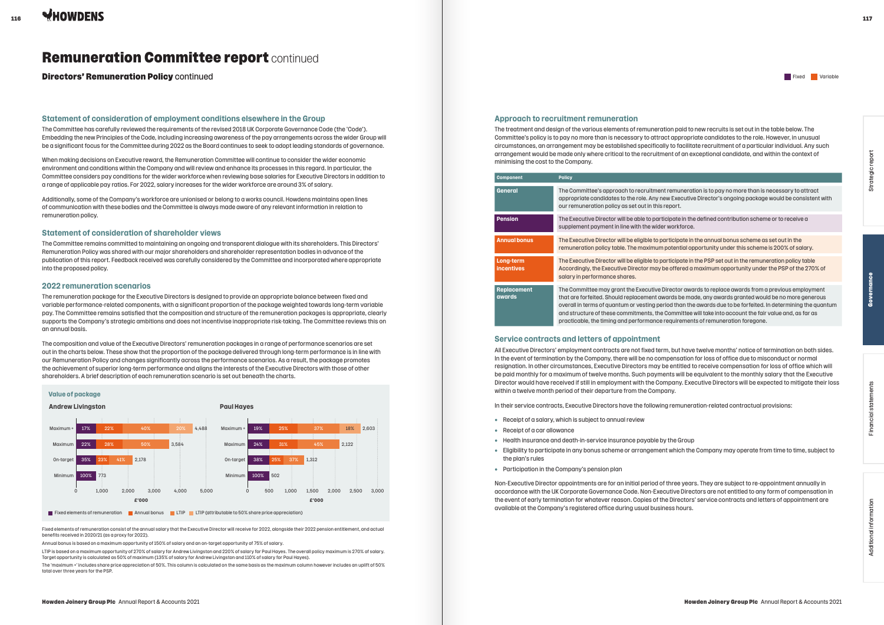# Remuneration Committee report continued

**Directors' Remuneration Policy** continued

### Statement of consideration of employment conditions elsewhere in the Group

The Committee has carefully reviewed the requirements of the revised 2018 UK Corporate Governance Code (the 'Code'). Embedding the new Principles of the Code, including increasing awareness of the pay arrangements across the wider Group will be a significant focus for the Committee during 2022 as the Board continues to seek to adopt leading standards of governance.

When making decisions on Executive reward, the Remuneration Committee will continue to consider the wider economic environment and conditions within the Company and will review and enhance its processes in this regard. In particular, the Committee considers pay conditions for the wider workforce when reviewing base salaries for Executive Directors in addition to a range of applicable pay ratios. For 2022, salary increases for the wider workforce are around 3% of salary.

Additionally, some of the Company's workforce are unionised or belong to a works council. Howdens maintains open lines of communication with these bodies and the Committee is always made aware of any relevant information in relation to remuneration policy.

### Statement of consideration of shareholder views

The Committee remains committed to maintaining an ongoing and transparent dialogue with its shareholders. This Directors' Remuneration Policy was shared with our major shareholders and shareholder representation bodies in advance of the publication of this report. Feedback received was carefully considered by the Committee and incorporated where appropriate into the proposed policy.

### 2022 remuneration scenarios

The remuneration package for the Executive Directors is designed to provide an appropriate balance between fixed and variable performance-related components, with a significant proportion of the package weighted towards long-term variable pay. The Committee remains satisfied that the composition and structure of the remuneration packages is appropriate, clearly supports the Company's strategic ambitions and does not incentivise inappropriate risk-taking. The Committee reviews this on an annual basis.

The composition and value of the Executive Directors' remuneration packages in a range of performance scenarios are set out in the charts below. These show that the proportion of the package delivered through long-term performance is in line with our Remuneration Policy and changes significantly across the performance scenarios. As a result, the package promotes the achievement of superior long-term performance and aligns the interests of the Executive Directors with those of other shareholders. A brief description of each remuneration scenario is set out beneath the charts.

**Value of package** (£'000)

**Andrew Livingston**

| Scenario | Fixed elements of remuneration | Annual bonus | LTIP | LTIP (attributable to 50% share price appreciation) | Total |
|---|---|---|---|---|---|
| Maximum + | 17% | 22% | 40% | 20% | 4,488 |
| Maximum | 22% | 28% | 50% | | 3,584 |
| On-target | 35% | 23% | 41% | | 2,178 |
| Minimum | 100% | | | | 773 |

**Paul Hayes**

| Scenario | Fixed elements of remuneration | Annual bonus | LTIP | LTIP (attributable to 50% share price appreciation) | Total |
|---|---|---|---|---|---|
| Maximum + | 19% | 25% | 37% | 18% | 2,603 |
| Maximum | 24% | 31% | 45% | | 2,122 |
| On-target | 38% | 25% | 37% | | 1,312 |
| Minimum | 100% | | | | 502 |

Fixed elements of remuneration consist of the annual salary that the Executive Director will receive for 2022, alongside their 2022 pension entitlement, and actual benefits received in 2020/21 (as a proxy for 2022).

Annual bonus is based on a maximum opportunity of 150% of salary and an on-target opportunity of 75% of salary.

LTIP is based on a maximum opportunity of 270% of salary for Andrew Livingston and 220% of salary for Paul Hayes. The overall policy maximum is 270% of salary. Target opportunity is calculated as 50% of maximum (135% of salary for Andrew Livingston and 110% of salary for Paul Hayes).

The 'maximum +' includes share price appreciation of 50%. This column is calculated on the same basis as the maximum column however includes an uplift of 50% total over three years for the PSP.

### Approach to recruitment remuneration

The treatment and design of the various elements of remuneration paid to new recruits is set out in the table below. The Committee's policy is to pay no more than is necessary to attract appropriate candidates to the role. However, in unusual circumstances, an arrangement may be established specifically to facilitate recruitment of a particular individual. Any such arrangement would be made only where critical to the recruitment of an exceptional candidate, and within the context of minimising the cost to the Company.

| Component | Policy |
|---|---|
| General | The Committee's approach to recruitment remuneration is to pay no more than is necessary to attract appropriate candidates to the role. Any new Executive Director's ongoing package would be consistent with our remuneration policy as set out in this report. |
| Pension | The Executive Director will be able to participate in the defined contribution scheme or to receive a supplement payment in line with the wider workforce. |
| Annual bonus | The Executive Director will be eligible to participate in the annual bonus scheme as set out in the remuneration policy table. The maximum potential opportunity under this scheme is 200% of salary. |
| Long-term incentives | The Executive Director will be eligible to participate in the PSP set out in the remuneration policy table Accordingly, the Executive Director may be offered a maximum opportunity under the PSP of the 270% of salary in performance shares. |
| Replacement awards | The Committee may grant the Executive Director awards to replace awards from a previous employment that are forfeited. Should replacement awards be made, any awards granted would be no more generous overall in terms of quantum or vesting period than the awards due to be forfeited. In determining the quantum and structure of these commitments, the Committee will take into account the fair value and, as far as practicable, the timing and performance requirements of remuneration foregone. |

### Service contracts and letters of appointment

All Executive Directors' employment contracts are not fixed term, but have twelve months' notice of termination on both sides. In the event of termination by the Company, there will be no compensation for loss of office due to misconduct or normal resignation. In other circumstances, Executive Directors may be entitled to receive compensation for loss of office which will be paid monthly for a maximum of twelve months. Such payments will be equivalent to the monthly salary that the Executive Director would have received if still in employment with the Company. Executive Directors will be expected to mitigate their loss within a twelve month period of their departure from the Company.

In their service contracts, Executive Directors have the following remuneration-related contractual provisions:

- Receipt of a salary, which is subject to annual review
- Receipt of a car allowance
- Health insurance and death-in-service insurance payable by the Group
- Eligibility to participate in any bonus scheme or arrangement which the Company may operate from time to time, subject to the plan's rules
- Participation in the Company's pension plan

Non-Executive Director appointments are for an initial period of three years. They are subject to re-appointment annually in accordance with the UK Corporate Governance Code. Non-Executive Directors are not entitled to any form of compensation in the event of early termination for whatever reason. Copies of the Directors' service contracts and letters of appointment are available at the Company's registered office during usual business hours.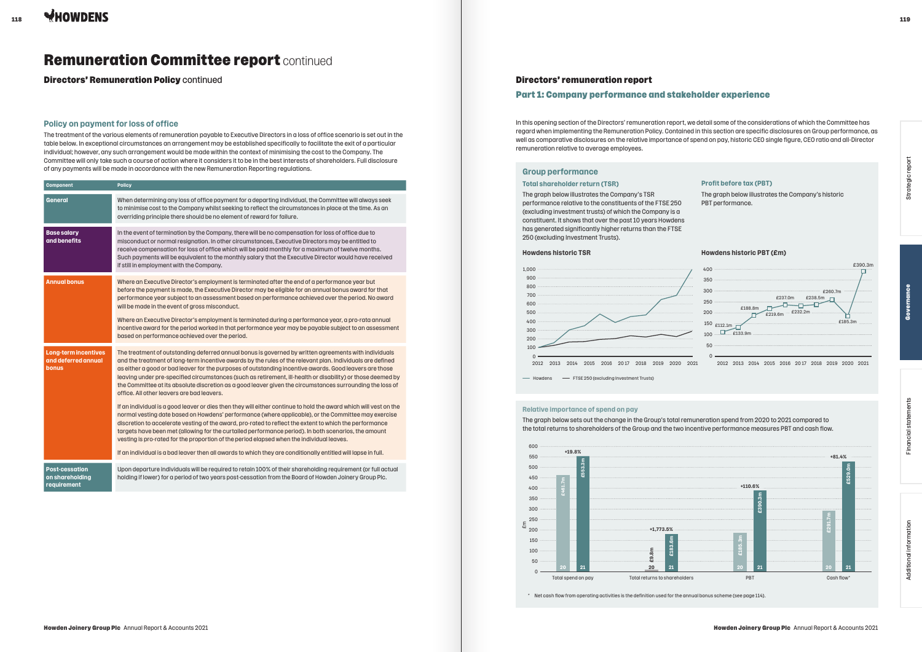# Remuneration Committee report continued

## Directors' Remuneration Policy continued

### Policy on payment for loss of office

The treatment of the various elements of remuneration payable to Executive Directors in a loss of office scenario is set out in the table below. In exceptional circumstances an arrangement may be established specifically to facilitate the exit of a particular individual; however, any such arrangement would be made within the context of minimising the cost to the Company. The Committee will only take such a course of action where it considers it to be in the best interests of shareholders. Full disclosure of any payments will be made in accordance with the new Remuneration Reporting regulations.

| Component | Policy |
|---|---|
| General | When determining any loss of office payment for a departing individual, the Committee will always seek to minimise cost to the Company whilst seeking to reflect the circumstances in place at the time. As an overriding principle there should be no element of reward for failure. |
| Base salary and benefits | In the event of termination by the Company, there will be no compensation for loss of office due to misconduct or normal resignation. In other circumstances, Executive Directors may be entitled to receive compensation for loss of office which will be paid monthly for a maximum of twelve months. Such payments will be equivalent to the monthly salary that the Executive Director would have received if still in employment with the Company. |
| Annual bonus | Where an Executive Director's employment is terminated after the end of a performance year but before the payment is made, the Executive Director may be eligible for an annual bonus award for that performance year subject to an assessment based on performance achieved over the period. No award will be made in the event of gross misconduct.<br><br>Where an Executive Director's employment is terminated during a performance year, a pro-rata annual incentive award for the period worked in that performance year may be payable subject to an assessment based on performance achieved over the period. |
| Long-term incentives and deferred annual bonus | The treatment of outstanding deferred annual bonus is governed by written agreements with individuals and the treatment of long-term incentive awards by the rules of the relevant plan. Individuals are defined as either a good or bad leaver for the purposes of outstanding incentive awards. Good leavers are those leaving under pre-specified circumstances (such as retirement, ill-health or disability) or those deemed by the Committee at its absolute discretion as a good leaver given the circumstances surrounding the loss of office. All other leavers are bad leavers.<br><br>If an individual is a good leaver or dies then they will either continue to hold the award which will vest on the normal vesting date based on Howdens' performance (where applicable), or the Committee may exercise discretion to accelerate vesting of the award, pro-rated to reflect the extent to which the performance targets have been met (allowing for the curtailed performance period). In both scenarios, the amount vesting is pro-rated for the proportion of the period elapsed when the individual leaves.<br><br>If an individual is a bad leaver then all awards to which they are conditionally entitled will lapse in full. |
| Post-cessation on shareholding requirement | Upon departure individuals will be required to retain 100% of their shareholding requirement (or full actual holding if lower) for a period of two years post-cessation from the Board of Howden Joinery Group Plc. |

## Directors' remuneration report

### Part 1: Company performance and stakeholder experience

In this opening section of the Directors' remuneration report, we detail some of the considerations of which the Committee has regard when implementing the Remuneration Policy. Contained in this section are specific disclosures on Group performance, as well as comparative disclosures on the relative importance of spend on pay, historic CEO single figure, CEO ratio and all-Director remuneration relative to average employees.

#### Group performance

**Total shareholder return (TSR)**

The graph below illustrates the Company's TSR performance relative to the constituents of the FTSE 250 (excluding investment trusts) of which the Company is a constituent. It shows that over the past 10 years Howdens has generated significantly higher returns than the FTSE 250 (excluding Investment Trusts).

**Howdens historic TSR**

1,000
900
800
700
600
500
400
300
200
100
0
2012 2013 2014 2015 2016 2017 2018 2019 2020 2021

Howdens
FTSE 250 (excluding Investment Trusts)

**Profit before tax (PBT)**

The graph below illustrates the Company's historic PBT performance.

**Howdens historic PBT (£m)**

£112.1m
£133.9m
£188.8m
£219.6m
£237.0m
£232.2m
£238.5m
£260.7m
£185.3m
£390.3m

400
350
300
250
200
150
100
50
0
2012 2013 2014 2015 2016 2017 2018 2019 2020 2021

#### Relative importance of spend on pay

The graph below sets out the change in the Group's total remuneration spend from 2020 to 2021 compared to the total returns to shareholders of the Group and the two incentive performance measures PBT and cash flow.

£m
600
550
500
450
400
350
300
250
200
150
100
50
0

Total spend on pay: 20 £461.7m; 21 £553.3m; +19.8%
Total returns to shareholders: 20 £9.8m; 21 £183.6m; +1,773.5%
PBT: 20 £185.3m; 21 £390.3m; +110.6%
Cash flow*: 20 £291.7m; 21 £529.0m; +81.4%

\* Net cash flow from operating activities is the definition used for the annual bonus scheme (see page 114).